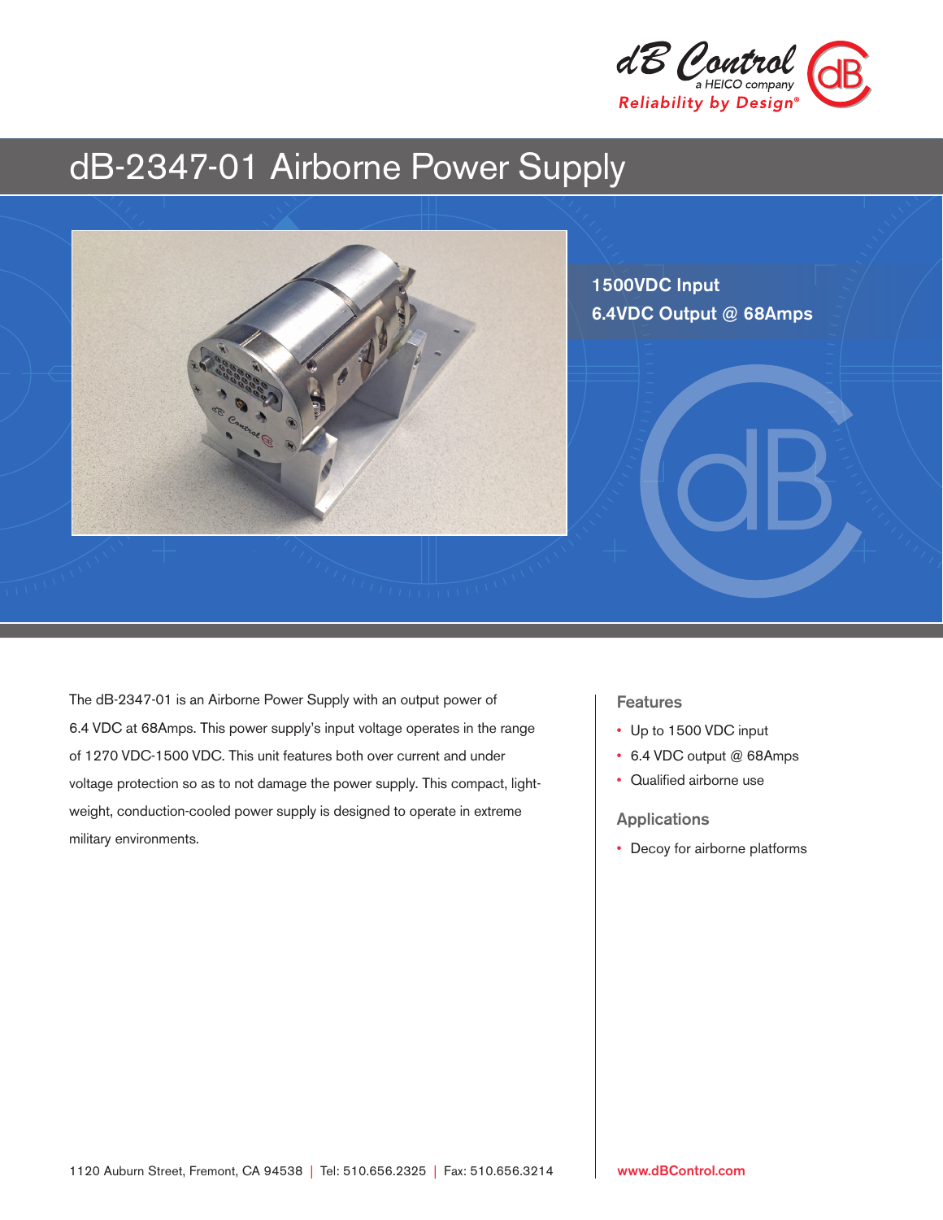dB Control
a HEICO company
Reliability by Design®

# dB-2347-01 Airborne Power Supply

**1500VDC Input**
**6.4VDC Output @ 68Amps**

The dB-2347-01 is an Airborne Power Supply with an output power of 6.4 VDC at 68Amps. This power supply's input voltage operates in the range of 1270 VDC-1500 VDC. This unit features both over current and under voltage protection so as to not damage the power supply. This compact, light-weight, conduction-cooled power supply is designed to operate in extreme military environments.

## Features

- Up to 1500 VDC input
- 6.4 VDC output @ 68Amps
- Qualified airborne use

## Applications

- Decoy for airborne platforms

1120 Auburn Street, Fremont, CA 94538 | Tel: 510.656.2325 | Fax: 510.656.3214

www.dBControl.com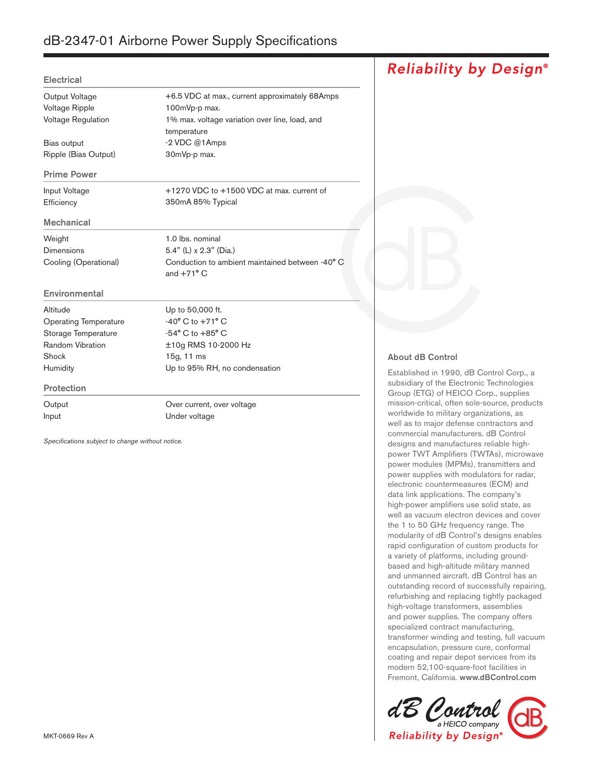# dB-2347-01 Airborne Power Supply Specifications

## Electrical

| | |
|---|---|
| Output Voltage | +6.5 VDC at max., current approximately 68Amps |
| Voltage Ripple | 100mVp-p max. |
| Voltage Regulation | 1% max. voltage variation over line, load, and temperature |
| Bias output | -2 VDC @1Amps |
| Ripple (Bias Output) | 30mVp-p max. |

## Prime Power

| | |
|---|---|
| Input Voltage | +1270 VDC to +1500 VDC at max. current of |
| Efficiency | 350mA 85% Typical |

## Mechanical

| | |
|---|---|
| Weight | 1.0 lbs. nominal |
| Dimensions | 5.4" (L) x 2.3" (Dia.) |
| Cooling (Operational) | Conduction to ambient maintained between -40° C and +71° C |

## Environmental

| | |
|---|---|
| Altitude | Up to 50,000 ft. |
| Operating Temperature | -40° C to +71° C |
| Storage Temperature | -54° C to +85° C |
| Random Vibration | ±10g RMS 10-2000 Hz |
| Shock | 15g, 11 ms |
| Humidity | Up to 95% RH, no condensation |

## Protection

| | |
|---|---|
| Output | Over current, over voltage |
| Input | Under voltage |

*Specifications subject to change without notice.*

MKT-0669 Rev A

*Reliability by Design®*

### About dB Control

Established in 1990, dB Control Corp., a subsidiary of the Electronic Technologies Group (ETG) of HEICO Corp., supplies mission-critical, often sole-source, products worldwide to military organizations, as well as to major defense contractors and commercial manufacturers. dB Control designs and manufactures reliable high-power TWT Amplifiers (TWTAs), microwave power modules (MPMs), transmitters and power supplies with modulators for radar, electronic countermeasures (ECM) and data link applications. The company's high-power amplifiers use solid state, as well as vacuum electron devices and cover the 1 to 50 GHz frequency range. The modularity of dB Control's designs enables rapid configuration of custom products for a variety of platforms, including ground-based and high-altitude military manned and unmanned aircraft. dB Control has an outstanding record of successfully repairing, refurbishing and replacing tightly packaged high-voltage transformers, assemblies and power supplies. The company offers specialized contract manufacturing, transformer winding and testing, full vacuum encapsulation, pressure cure, conformal coating and repair depot services from its modern 52,100-square-foot facilities in Fremont, California. **www.dBControl.com**

dB Control
a HEICO company
*Reliability by Design®*